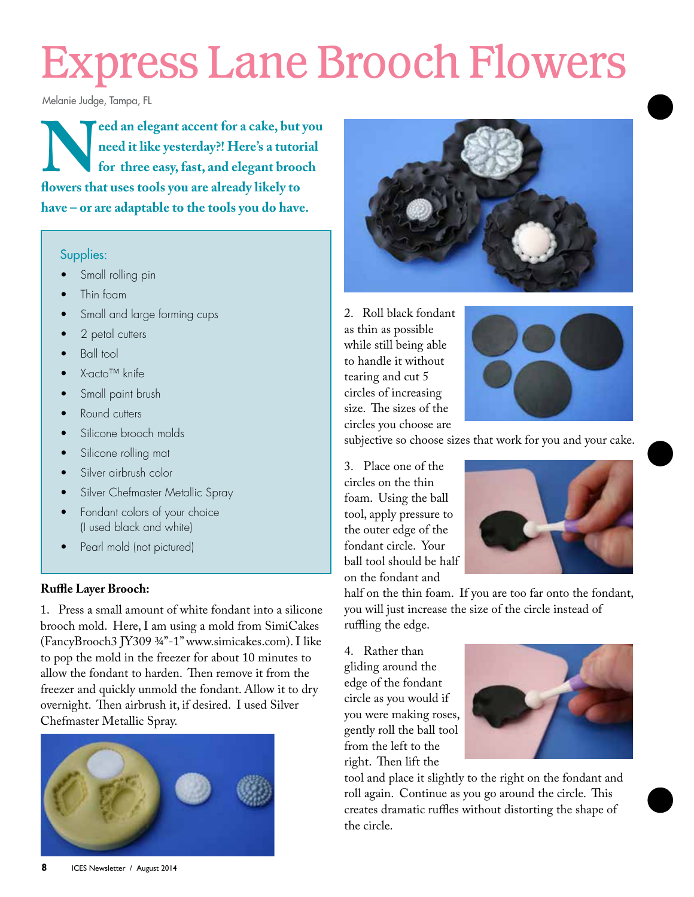# Express Lane Brooch Flowers

Melanie Judge, Tampa, FL

**Need an elegant accent for a cake, but you need it like yesterday?! Here's a tutorial for three easy, fast, and elegant brooch flowers that uses tools you are already likely to have – or are adaptable to the tools you do have.**

Supplies:

- Small rolling pin
- Thin foam
- Small and large forming cups
- 2 petal cutters
- Ball tool
- X-acto™ knife
- Small paint brush
- Round cutters
- Silicone brooch molds
- Silicone rolling mat
- Silver airbrush color
- Silver Chefmaster Metallic Spray
- Fondant colors of your choice (I used black and white)
- Pearl mold (not pictured)

**Ruffle Layer Brooch:**

1. Press a small amount of white fondant into a silicone brooch mold. Here, I am using a mold from SimiCakes (FancyBrooch3 JY309 ¾"-1" www.simicakes.com). I like to pop the mold in the freezer for about 10 minutes to allow the fondant to harden. Then remove it from the freezer and quickly unmold the fondant. Allow it to dry overnight. Then airbrush it, if desired. I used Silver Chefmaster Metallic Spray.

2. Roll black fondant as thin as possible while still being able to handle it without tearing and cut 5 circles of increasing size. The sizes of the circles you choose are subjective so choose sizes that work for you and your cake.

3. Place one of the circles on the thin foam. Using the ball tool, apply pressure to the outer edge of the fondant circle. Your ball tool should be half on the fondant and half on the thin foam. If you are too far onto the fondant, you will just increase the size of the circle instead of ruffling the edge.

4. Rather than gliding around the edge of the fondant circle as you would if you were making roses, gently roll the ball tool from the left to the right. Then lift the tool and place it slightly to the right on the fondant and roll again. Continue as you go around the circle. This creates dramatic ruffles without distorting the shape of the circle.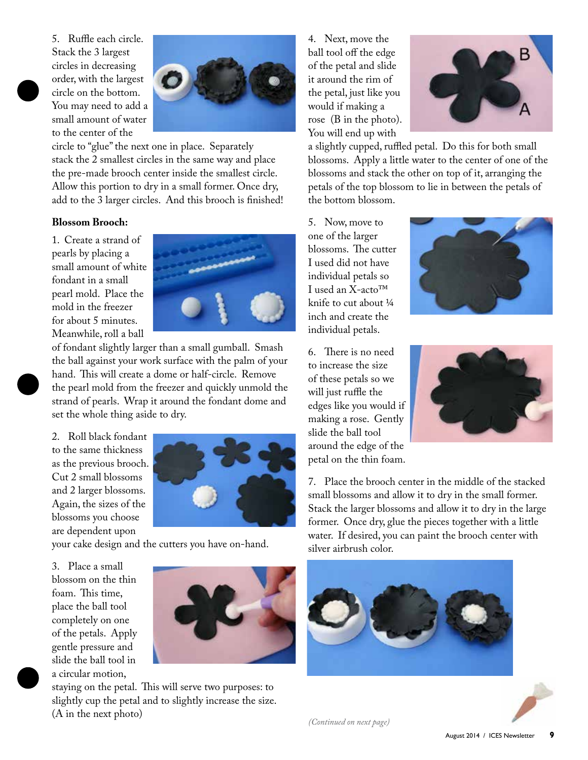5. Ruffle each circle. Stack the 3 largest circles in decreasing order, with the largest circle on the bottom. You may need to add a small amount of water to the center of the circle to "glue" the next one in place. Separately stack the 2 smallest circles in the same way and place the pre-made brooch center inside the smallest circle. Allow this portion to dry in a small former. Once dry, add to the 3 larger circles. And this brooch is finished!

**Blossom Brooch:**

1. Create a strand of pearls by placing a small amount of white fondant in a small pearl mold. Place the mold in the freezer for about 5 minutes. Meanwhile, roll a ball of fondant slightly larger than a small gumball. Smash the ball against your work surface with the palm of your hand. This will create a dome or half-circle. Remove the pearl mold from the freezer and quickly unmold the strand of pearls. Wrap it around the fondant dome and set the whole thing aside to dry.

2. Roll black fondant to the same thickness as the previous brooch. Cut 2 small blossoms and 2 larger blossoms. Again, the sizes of the blossoms you choose are dependent upon your cake design and the cutters you have on-hand.

3. Place a small blossom on the thin foam. This time, place the ball tool completely on one of the petals. Apply gentle pressure and slide the ball tool in a circular motion, staying on the petal. This will serve two purposes: to slightly cup the petal and to slightly increase the size. (A in the next photo)

4. Next, move the ball tool off the edge of the petal and slide it around the rim of the petal, just like you would if making a rose (B in the photo). You will end up with a slightly cupped, ruffled petal. Do this for both small blossoms. Apply a little water to the center of one of the blossoms and stack the other on top of it, arranging the petals of the top blossom to lie in between the petals of the bottom blossom.

5. Now, move to one of the larger blossoms. The cutter I used did not have individual petals so I used an X-acto™ knife to cut about ¼ inch and create the individual petals.

6. There is no need to increase the size of these petals so we will just ruffle the edges like you would if making a rose. Gently slide the ball tool around the edge of the petal on the thin foam.

7. Place the brooch center in the middle of the stacked small blossoms and allow it to dry in the small former. Stack the larger blossoms and allow it to dry in the large former. Once dry, glue the pieces together with a little water. If desired, you can paint the brooch center with silver airbrush color.

*(Continued on next page)*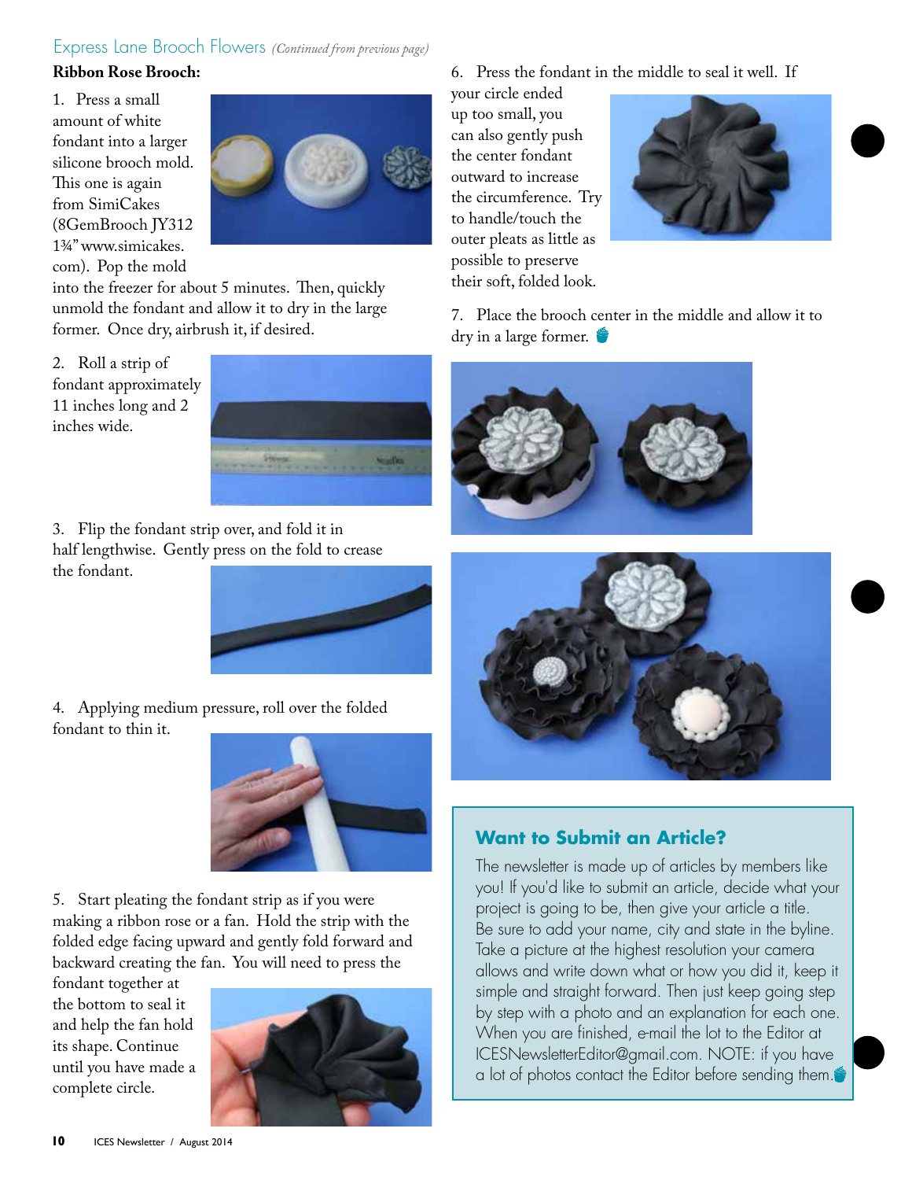## Express Lane Brooch Flowers *(Continued from previous page)*

**Ribbon Rose Brooch:**

1. Press a small amount of white fondant into a larger silicone brooch mold. This one is again from SimiCakes (8GemBrooch JY312 1¾" www.simicakes.com). Pop the mold into the freezer for about 5 minutes. Then, quickly unmold the fondant and allow it to dry in the large former. Once dry, airbrush it, if desired.

2. Roll a strip of fondant approximately 11 inches long and 2 inches wide.

3. Flip the fondant strip over, and fold it in half lengthwise. Gently press on the fold to crease the fondant.

4. Applying medium pressure, roll over the folded fondant to thin it.

5. Start pleating the fondant strip as if you were making a ribbon rose or a fan. Hold the strip with the folded edge facing upward and gently fold forward and backward creating the fan. You will need to press the fondant together at the bottom to seal it and help the fan hold its shape. Continue until you have made a complete circle.

6. Press the fondant in the middle to seal it well. If your circle ended up too small, you can also gently push the center fondant outward to increase the circumference. Try to handle/touch the outer pleats as little as possible to preserve their soft, folded look.

7. Place the brooch center in the middle and allow it to dry in a large former.

### Want to Submit an Article?

The newsletter is made up of articles by members like you! If you'd like to submit an article, decide what your project is going to be, then give your article a title. Be sure to add your name, city and state in the byline. Take a picture at the highest resolution your camera allows and write down what or how you did it, keep it simple and straight forward. Then just keep going step by step with a photo and an explanation for each one. When you are finished, e-mail the lot to the Editor at ICESNewsletterEditor@gmail.com. NOTE: if you have a lot of photos contact the Editor before sending them.